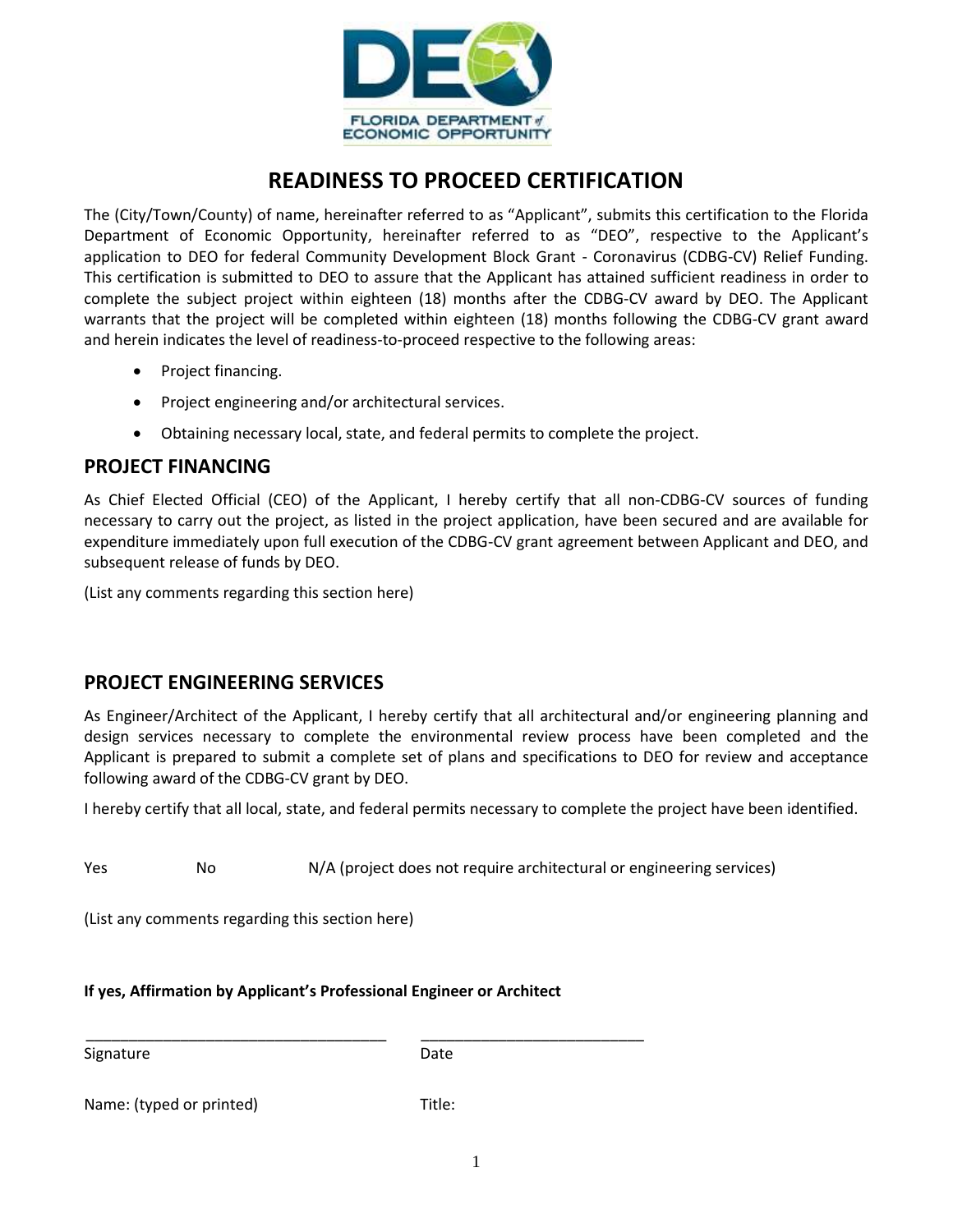FLORIDA DEPARTMENT of ECONOMIC OPPORTUNITY

# READINESS TO PROCEED CERTIFICATION

The (City/Town/County) of name, hereinafter referred to as "Applicant", submits this certification to the Florida Department of Economic Opportunity, hereinafter referred to as "DEO", respective to the Applicant's application to DEO for federal Community Development Block Grant - Coronavirus (CDBG-CV) Relief Funding. This certification is submitted to DEO to assure that the Applicant has attained sufficient readiness in order to complete the subject project within eighteen (18) months after the CDBG-CV award by DEO. The Applicant warrants that the project will be completed within eighteen (18) months following the CDBG-CV grant award and herein indicates the level of readiness-to-proceed respective to the following areas:

- Project financing.
- Project engineering and/or architectural services.
- Obtaining necessary local, state, and federal permits to complete the project.

## PROJECT FINANCING

As Chief Elected Official (CEO) of the Applicant, I hereby certify that all non-CDBG-CV sources of funding necessary to carry out the project, as listed in the project application, have been secured and are available for expenditure immediately upon full execution of the CDBG-CV grant agreement between Applicant and DEO, and subsequent release of funds by DEO.

(List any comments regarding this section here)

## PROJECT ENGINEERING SERVICES

As Engineer/Architect of the Applicant, I hereby certify that all architectural and/or engineering planning and design services necessary to complete the environmental review process have been completed and the Applicant is prepared to submit a complete set of plans and specifications to DEO for review and acceptance following award of the CDBG-CV grant by DEO.

I hereby certify that all local, state, and federal permits necessary to complete the project have been identified.

Yes     No     N/A (project does not require architectural or engineering services)

(List any comments regarding this section here)

**If yes, Affirmation by Applicant's Professional Engineer or Architect**

\_\_\_\_\_\_\_\_\_\_\_\_\_\_\_\_\_\_\_\_\_\_\_\_\_\_\_\_\_\_\_\_\_\_\_\_     \_\_\_\_\_\_\_\_\_\_\_\_\_\_\_\_\_\_\_\_\_\_\_\_\_\_\_
Signature     Date

Name: (typed or printed)     Title: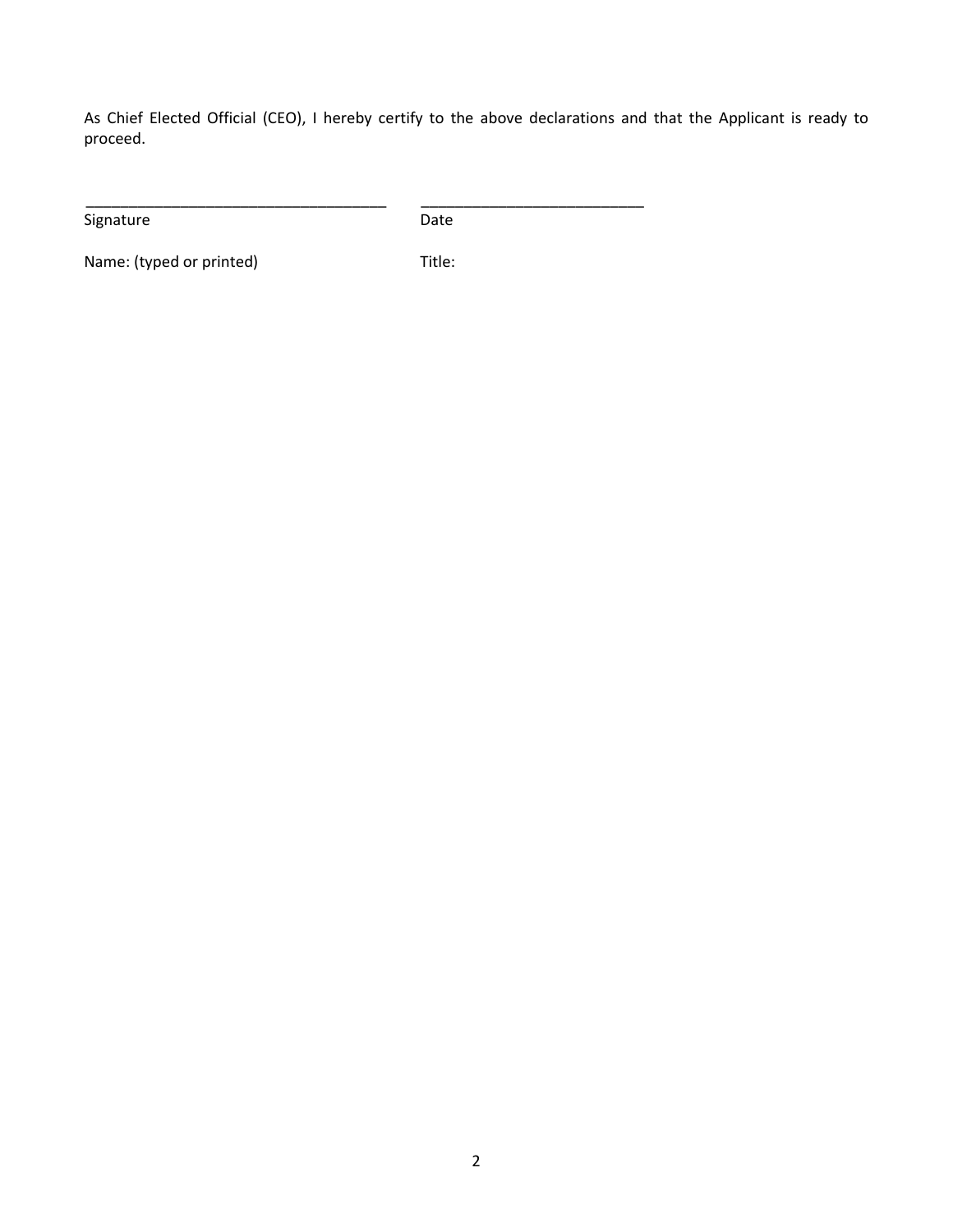As Chief Elected Official (CEO), I hereby certify to the above declarations and that the Applicant is ready to proceed.

\_\_\_\_\_\_\_\_\_\_\_\_\_\_\_\_\_\_\_\_\_\_\_\_\_\_\_\_\_\_\_\_\_\_\_\_\_ &nbsp;&nbsp;&nbsp;&nbsp; \_\_\_\_\_\_\_\_\_\_\_\_\_\_\_\_\_\_\_\_\_\_\_\_\_\_\_

Signature &nbsp;&nbsp;&nbsp;&nbsp; Date

Name: (typed or printed) &nbsp;&nbsp;&nbsp;&nbsp; Title: